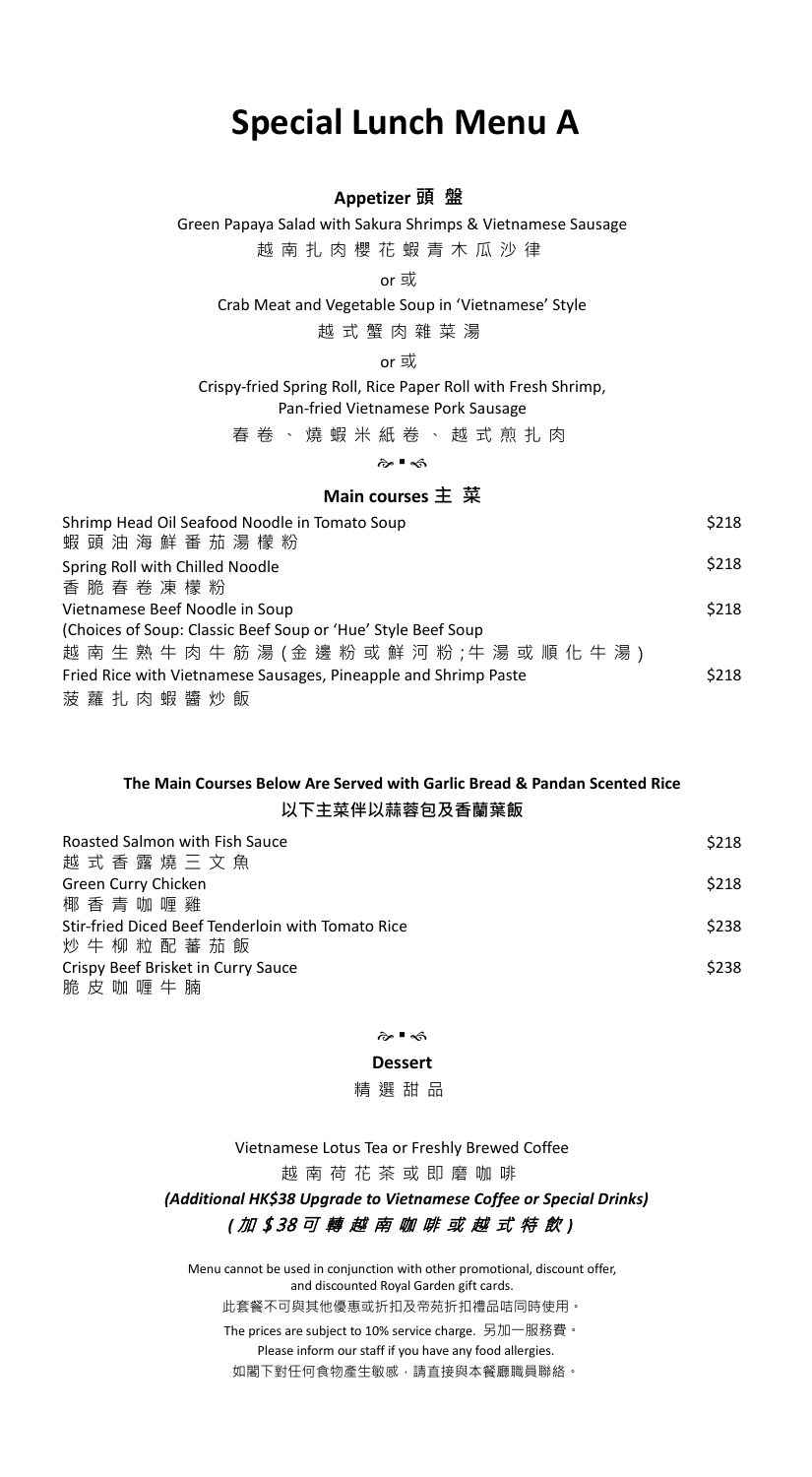# Special Lunch Menu A

## Appetizer 頭盤

Green Papaya Salad with Sakura Shrimps & Vietnamese Sausage

越南扎肉櫻花蝦青木瓜沙律

or 或

Crab Meat and Vegetable Soup in 'Vietnamese' Style

越式蟹肉雜菜湯

or 或

Crispy-fried Spring Roll, Rice Paper Roll with Fresh Shrimp,
Pan-fried Vietnamese Pork Sausage

春卷、燒蝦米紙卷、越式煎扎肉

## Main courses 主菜

| Item | Price |
|---|---|
| Shrimp Head Oil Seafood Noodle in Tomato Soup<br>蝦頭油海鮮番茄湯檬粉 | $218 |
| Spring Roll with Chilled Noodle<br>香脆春卷凍檬粉 | $218 |
| Vietnamese Beef Noodle in Soup<br>(Choices of Soup: Classic Beef Soup or 'Hue' Style Beef Soup<br>越南生熟牛肉牛筋湯(金邊粉或鮮河粉;牛湯或順化牛湯) | $218 |
| Fried Rice with Vietnamese Sausages, Pineapple and Shrimp Paste<br>菠蘿扎肉蝦醬炒飯 | $218 |

**The Main Courses Below Are Served with Garlic Bread & Pandan Scented Rice**

**以下主菜伴以蒜蓉包及香蘭葉飯**

| Item | Price |
|---|---|
| Roasted Salmon with Fish Sauce<br>越式香露燒三文魚 | $218 |
| Green Curry Chicken<br>椰香青咖喱雞 | $218 |
| Stir-fried Diced Beef Tenderloin with Tomato Rice<br>炒牛柳粒配蕃茄飯 | $238 |
| Crispy Beef Brisket in Curry Sauce<br>脆皮咖喱牛腩 | $238 |

**Dessert**

精選甜品

Vietnamese Lotus Tea or Freshly Brewed Coffee

越南荷花茶或即磨咖啡

***(Additional HK$38 Upgrade to Vietnamese Coffee or Special Drinks)***

***(加$38可轉越南咖啡或越式特飲)***

Menu cannot be used in conjunction with other promotional, discount offer, and discounted Royal Garden gift cards.

此套餐不可與其他優惠或折扣及帝苑折扣禮品咭同時使用。

The prices are subject to 10% service charge. 另加一服務費。

Please inform our staff if you have any food allergies.

如閣下對任何食物產生敏感，請直接與本餐廳職員聯絡。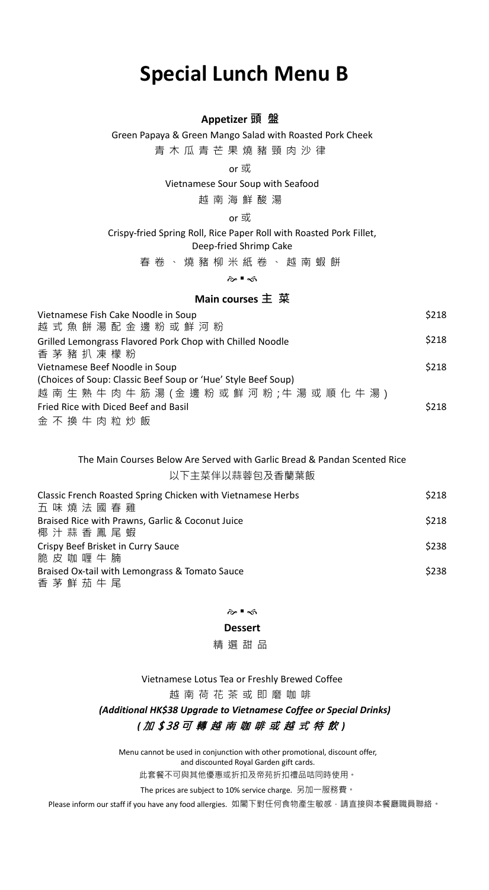# Special Lunch Menu B

## Appetizer 頭 盤

Green Papaya & Green Mango Salad with Roasted Pork Cheek

青木瓜青芒果燒豬頸肉沙律

or 或

Vietnamese Sour Soup with Seafood

越南海鮮酸湯

or 或

Crispy-fried Spring Roll, Rice Paper Roll with Roasted Pork Fillet, Deep-fried Shrimp Cake

春卷、燒豬柳米紙卷、越南蝦餅

## Main courses 主 菜

| | |
|---|---|
| Vietnamese Fish Cake Noodle in Soup<br>越式魚餅湯配金邊粉或鮮河粉 | $218 |
| Grilled Lemongrass Flavored Pork Chop with Chilled Noodle<br>香茅豬扒凍檬粉 | $218 |
| Vietnamese Beef Noodle in Soup<br>(Choices of Soup: Classic Beef Soup or 'Hue' Style Beef Soup)<br>越南生熟牛肉牛筋湯(金邊粉或鮮河粉;牛湯或順化牛湯) | $218 |
| Fried Rice with Diced Beef and Basil<br>金不換牛肉粒炒飯 | $218 |

The Main Courses Below Are Served with Garlic Bread & Pandan Scented Rice

以下主菜伴以蒜蓉包及香蘭葉飯

| | |
|---|---|
| Classic French Roasted Spring Chicken with Vietnamese Herbs<br>五味燒法國春雞 | $218 |
| Braised Rice with Prawns, Garlic & Coconut Juice<br>椰汁蒜香鳳尾蝦 | $218 |
| Crispy Beef Brisket in Curry Sauce<br>脆皮咖喱牛腩 | $238 |
| Braised Ox-tail with Lemongrass & Tomato Sauce<br>香茅鮮茄牛尾 | $238 |

## Dessert

精選甜品

Vietnamese Lotus Tea or Freshly Brewed Coffee

越南荷花茶或即磨咖啡

***(Additional HK$38 Upgrade to Vietnamese Coffee or Special Drinks)***

***(加$38可轉越南咖啡或越式特飲)***

Menu cannot be used in conjunction with other promotional, discount offer, and discounted Royal Garden gift cards.

此套餐不可與其他優惠或折扣及帝苑折扣禮品咭同時使用。

The prices are subject to 10% service charge. 另加一服務費。

Please inform our staff if you have any food allergies. 如閣下對任何食物產生敏感,請直接與本餐廳職員聯絡。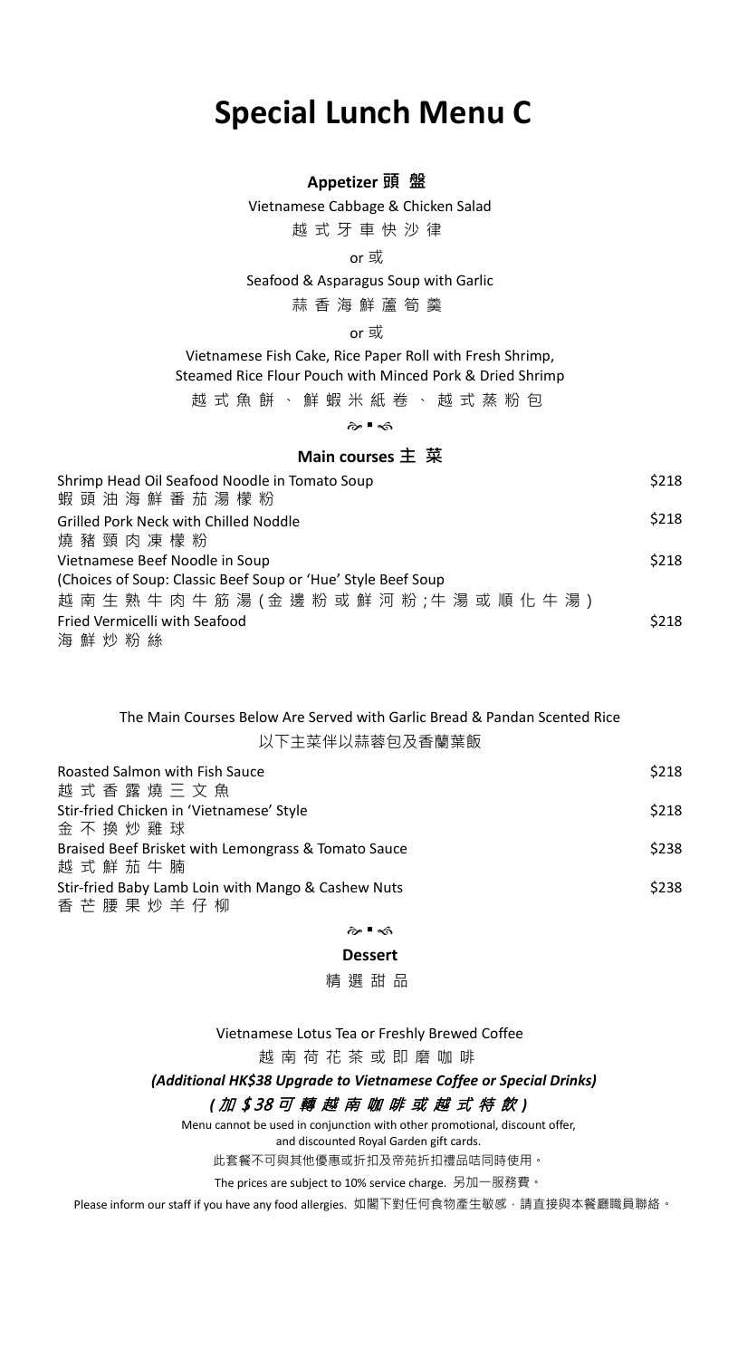# Special Lunch Menu C

## Appetizer 頭盤

Vietnamese Cabbage & Chicken Salad

越式牙車快沙律

or 或

Seafood & Asparagus Soup with Garlic

蒜香海鮮蘆筍羹

or 或

Vietnamese Fish Cake, Rice Paper Roll with Fresh Shrimp,
Steamed Rice Flour Pouch with Minced Pork & Dried Shrimp

越式魚餅、鮮蝦米紙卷、越式蒸粉包

## Main courses 主菜

| Dish | Price |
|---|---|
| Shrimp Head Oil Seafood Noodle in Tomato Soup<br>蝦頭油海鮮番茄湯檬粉 | $218 |
| Grilled Pork Neck with Chilled Noodle<br>燒豬頸肉凍檬粉 | $218 |
| Vietnamese Beef Noodle in Soup<br>(Choices of Soup: Classic Beef Soup or 'Hue' Style Beef Soup<br>越南生熟牛肉牛筋湯(金邊粉或鮮河粉;牛湯或順化牛湯) | $218 |
| Fried Vermicelli with Seafood<br>海鮮炒粉絲 | $218 |

The Main Courses Below Are Served with Garlic Bread & Pandan Scented Rice

以下主菜伴以蒜蓉包及香蘭葉飯

| Dish | Price |
|---|---|
| Roasted Salmon with Fish Sauce<br>越式香露燒三文魚 | $218 |
| Stir-fried Chicken in 'Vietnamese' Style<br>金不換炒雞球 | $218 |
| Braised Beef Brisket with Lemongrass & Tomato Sauce<br>越式鮮茄牛腩 | $238 |
| Stir-fried Baby Lamb Loin with Mango & Cashew Nuts<br>香芒腰果炒羊仔柳 | $238 |

## Dessert

精選甜品

Vietnamese Lotus Tea or Freshly Brewed Coffee

越南荷花茶或即磨咖啡

***(Additional HK$38 Upgrade to Vietnamese Coffee or Special Drinks)***

***(加$38可轉越南咖啡或越式特飲)***

Menu cannot be used in conjunction with other promotional, discount offer,
and discounted Royal Garden gift cards.

此套餐不可與其他優惠或折扣及帝苑折扣禮品咭同時使用。

The prices are subject to 10% service charge. 另加一服務費。

Please inform our staff if you have any food allergies. 如閣下對任何食物產生敏感,請直接與本餐廳職員聯絡。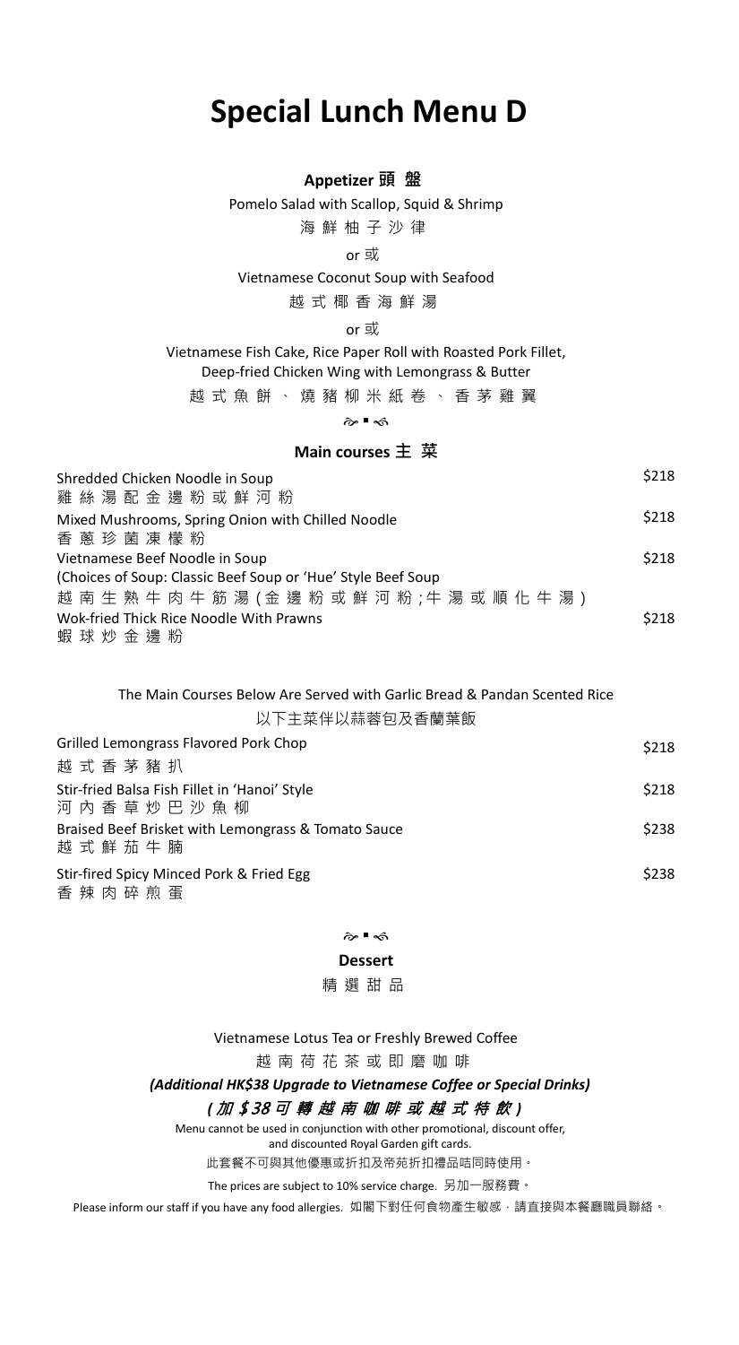# Special Lunch Menu D

## Appetizer 頭 盤

Pomelo Salad with Scallop, Squid & Shrimp

海 鮮 柚 子 沙 律

or 或

Vietnamese Coconut Soup with Seafood

越 式 椰 香 海 鮮 湯

or 或

Vietnamese Fish Cake, Rice Paper Roll with Roasted Pork Fillet,
Deep-fried Chicken Wing with Lemongrass & Butter

越 式 魚 餅 、 燒 豬 柳 米 紙 卷 、 香 茅 雞 翼

## Main courses 主 菜

| | |
|---|---|
| Shredded Chicken Noodle in Soup<br>雞 絲 湯 配 金 邊 粉 或 鮮 河 粉 | $218 |
| Mixed Mushrooms, Spring Onion with Chilled Noodle<br>香 蔥 珍 菌 凍 檬 粉 | $218 |
| Vietnamese Beef Noodle in Soup<br>(Choices of Soup: Classic Beef Soup or 'Hue' Style Beef Soup<br>越 南 生 熟 牛 肉 牛 筋 湯 (金 邊 粉 或 鮮 河 粉 ;牛 湯 或 順 化 牛 湯 ) | $218 |
| Wok-fried Thick Rice Noodle With Prawns<br>蝦 球 炒 金 邊 粉 | $218 |

The Main Courses Below Are Served with Garlic Bread & Pandan Scented Rice

以下主菜伴以蒜蓉包及香蘭葉飯

| | |
|---|---|
| Grilled Lemongrass Flavored Pork Chop<br>越 式 香 茅 豬 扒 | $218 |
| Stir-fried Balsa Fish Fillet in 'Hanoi' Style<br>河 內 香 草 炒 巴 沙 魚 柳 | $218 |
| Braised Beef Brisket with Lemongrass & Tomato Sauce<br>越 式 鮮 茄 牛 腩 | $238 |
| Stir-fired Spicy Minced Pork & Fried Egg<br>香 辣 肉 碎 煎 蛋 | $238 |

## Dessert

精 選 甜 品

Vietnamese Lotus Tea or Freshly Brewed Coffee

越 南 荷 花 茶 或 即 磨 咖 啡

***(Additional HK$38 Upgrade to Vietnamese Coffee or Special Drinks)***

***( 加 $ 38 可 轉 越 南 咖 啡 或 越 式 特 飲 )***

Menu cannot be used in conjunction with other promotional, discount offer, and discounted Royal Garden gift cards.

此套餐不可與其他優惠或折扣及帝苑折扣禮品咭同時使用。

The prices are subject to 10% service charge. 另加一服務費。

Please inform our staff if you have any food allergies. 如閣下對任何食物產生敏感，請直接與本餐廳職員聯絡。